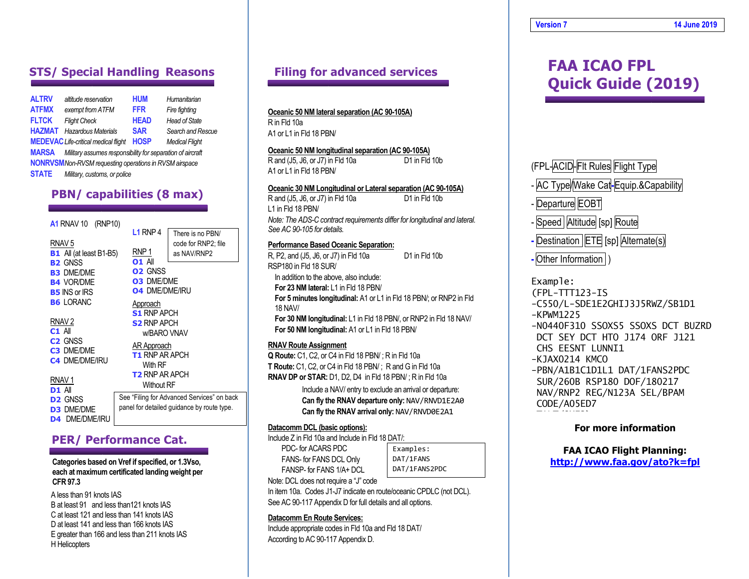## STS/ Special Handling Reasons

| Code | Meaning | Code | Meaning |
|---|---|---|---|
| ALTRV | altitude reservation | HUM | Humanitarian |
| ATFMX | exempt from ATFM | FFR | Fire fighting |
| FLTCK | Flight Check | HEAD | Head of State |
| HAZMAT | Hazardous Materials | SAR | Search and Rescue |
| MEDEVAC | Life-critical medical flight | HOSP | Medical Flight |
| MARSA | Military assumes responsibility for separation of aircraft | | |
| NONRVSM | Non-RVSM requesting operations in RVSM airspace | | |
| STATE | Military, customs, or police | | |

## PBN/ capabilities (8 max)

**A1** RNAV 10 (RNP10)

RNAV 5
- **B1** All (at least B1-B5)
- **B2** GNSS
- **B3** DME/DME
- **B4** VOR/DME
- **B5** INS or IRS
- **B6** LORANC

RNAV 2
- **C1** All
- **C2** GNSS
- **C3** DME/DME
- **C4** DME/DME/IRU

RNAV 1
- **D1** All
- **D2** GNSS
- **D3** DME/DME
- **D4** DME/DME/IRU

**L1** RNP 4

There is no PBN/ code for RNP2; file as NAV/RNP2

RNP 1
- **O1** All
- **O2** GNSS
- **O3** DME/DME
- **O4** DME/DME/IRU

Approach
- **S1** RNP APCH
- **S2** RNP APCH w/BARO VNAV

AR Approach
- **T1** RNP AR APCH With RF
- **T2** RNP AR APCH Without RF

See "Filing for Advanced Services" on back panel for detailed guidance by route type.

## PER/ Performance Cat.

**Categories based on Vref if specified, or 1.3Vso, each at maximum certificated landing weight per CFR 97.3**

- A less than 91 knots IAS
- B at least 91 and less than121 knots IAS
- C at least 121 and less than 141 knots IAS
- D at least 141 and less than 166 knots IAS
- E greater than 166 and less than 211 knots IAS
- H Helicopters

## Filing for advanced services

**Oceanic 50 NM lateral separation (AC 90-105A)**
R in Fld 10a
A1 or L1 in Fld 18 PBN/

**Oceanic 50 NM longitudinal separation (AC 90-105A)**
R and (J5, J6, or J7) in Fld 10a D1 in Fld 10b
A1 or L1 in Fld 18 PBN/

**Oceanic 30 NM Longitudinal or Lateral separation (AC 90-105A)**
R and (J5, J6, or J7) in Fld 10a D1 in Fld 10b
L1 in Fld 18 PBN/
*Note: The ADS-C contract requirements differ for longitudinal and lateral. See AC 90-105 for details.*

**Performance Based Oceanic Separation:**
R, P2, and (J5, J6, or J7) in Fld 10a D1 in Fld 10b
RSP180 in Fld 18 SUR/
In addition to the above, also include:
- **For 23 NM lateral:** L1 in Fld 18 PBN/
- **For 5 minutes longitudinal:** A1 or L1 in Fld 18 PBN/; or RNP2 in Fld 18 NAV/
- **For 30 NM longitudinal:** L1 in Fld 18 PBN/, or RNP2 in Fld 18 NAV/
- **For 50 NM longitudinal:** A1 or L1 in Fld 18 PBN/

**RNAV Route Assignment**
**Q Route:** C1, C2, or C4 in Fld 18 PBN/ ; R in Fld 10a
**T Route:** C1, C2, or C4 in Fld 18 PBN/ ; R and G in Fld 10a
**RNAV DP or STAR:** D1, D2, D4 in Fld 18 PBN/ ; R in Fld 10a

Include a NAV/ entry to exclude an arrival or departure:
**Can fly the RNAV departure only:** NAV/RNVD1E2A0
**Can fly the RNAV arrival only:** NAV/RNVD0E2A1

**Datacomm DCL (basic options):**
Include Z in Fld 10a and Include in Fld 18 DAT/:
- PDC- for ACARS PDC
- FANS- for FANS DCL Only
- FANSP- for FANS 1/A+ DCL

```
Examples:
DAT/1FANS
DAT/1FANS2PDC
```

Note: DCL does not require a "J" code
In item 10a. Codes J1-J7 indicate en route/oceanic CPDLC (not DCL).
See AC 90-117 Appendix D for full details and all options.

**Datacomm En Route Services:**
Include appropriate codes in Fld 10a and Fld 18 DAT/
According to AC 90-117 Appendix D.

Version 7 — 14 June 2019

# FAA ICAO FPL Quick Guide (2019)

(FPL-ACID-Flt Rules Flight Type
- AC Type/Wake Cat-Equip.&Capability
- Departure EOBT
- Speed Altitude [sp] Route
- Destination ETE [sp] Alternate(s)
- Other Information )

```
Example:
(FPL-TTT123-IS
-C550/L-SDE1E2GHIJ3J5RWZ/SB1D1
-KPWM1225
-N0440F310 SSOXS5 SSOXS DCT BUZRD
 DCT SEY DCT HTO J174 ORF J121
 CHS EESNT LUNNI1
-KJAX0214 KMCO
-PBN/A1B1C1D1L1 DAT/1FANS2PDC
 SUR/260B RSP180 DOF/180217
 NAV/RNP2 REG/N123A SEL/BPAM
 CODE/A05ED7
```

**For more information**

**FAA ICAO Flight Planning:**
**http://www.faa.gov/ato?k=fpl**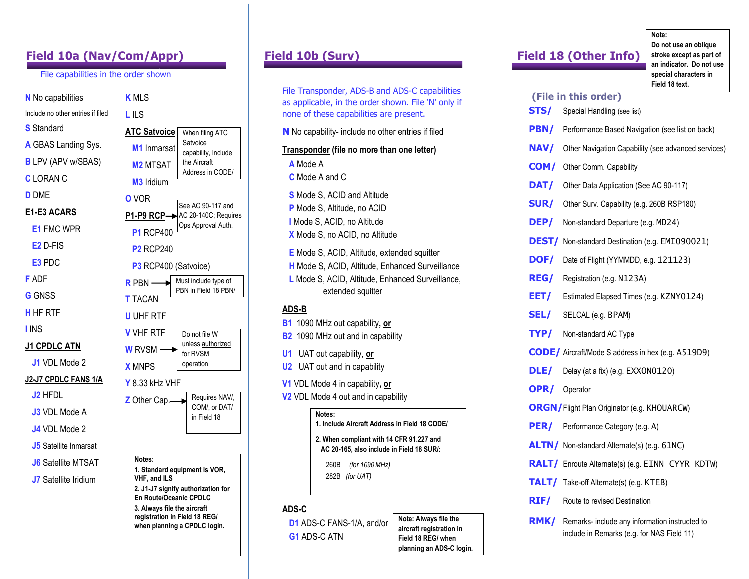## Field 10a (Nav/Com/Appr)

File capabilities in the order shown

**N** No capabilities

Include no other entries if filed

**S** Standard

**A** GBAS Landing Sys.

**B** LPV (APV w/SBAS)

**C** LORAN C

**D** DME

**E1-E3 ACARS**

- **E1** FMC WPR
- **E2** D-FIS
- **E3** PDC

**F** ADF

**G** GNSS

**H** HF RTF

**I** INS

**J1 CPDLC ATN**

- **J1** VDL Mode 2

**J2-J7 CPDLC FANS 1/A**

- **J2** HFDL
- **J3** VDL Mode A
- **J4** VDL Mode 2
- **J5** Satellite Inmarsat
- **J6** Satellite MTSAT
- **J7** Satellite Iridium

**K** MLS

**L** ILS

**ATC Satvoice** — When filing ATC Satvoice capability, Include the Aircraft Address in CODE/

- **M1** Inmarsat
- **M2** MTSAT
- **M3** Iridium

**O** VOR

**P1-P9 RCP** → See AC 90-117 and AC 20-140C; Requires Ops Approval Auth.

- **P1** RCP400
- **P2** RCP240
- **P3** RCP400 (Satvoice)

**R** PBN → Must include type of PBN in Field 18 PBN/

**T** TACAN

**U** UHF RTF

**V** VHF RTF

**W** RVSM → Do not file W unless authorized for RVSM operation

**X** MNPS

**Y** 8.33 kHz VHF

**Z** Other Cap. → Requires NAV/, COM/, or DAT/ in Field 18

**Notes:**

1. **Standard equipment is VOR, VHF, and ILS**
2. **J1-J7 signify authorization for En Route/Oceanic CPDLC**
3. **Always file the aircraft registration in Field 18 REG/ when planning a CPDLC login.**

## Field 10b (Surv)

File Transponder, ADS-B and ADS-C capabilities as applicable, in the order shown. File 'N' only if none of these capabilities are present.

**N** No capability- include no other entries if filed

**Transponder (file no more than one letter)**

- **A** Mode A
- **C** Mode A and C
- **S** Mode S, ACID and Altitude
- **P** Mode S, Altitude, no ACID
- **I** Mode S, ACID, no Altitude
- **X** Mode S, no ACID, no Altitude
- **E** Mode S, ACID, Altitude, extended squitter
- **H** Mode S, ACID, Altitude, Enhanced Surveillance
- **L** Mode S, ACID, Altitude, Enhanced Surveillance, extended squitter

**ADS-B**

- **B1** 1090 MHz out capability, **or**
- **B2** 1090 MHz out and in capability
- **U1** UAT out capability, **or**
- **U2** UAT out and in capability
- **V1** VDL Mode 4 in capability, **or**
- **V2** VDL Mode 4 out and in capability

**Notes:**

1. **Include Aircraft Address in Field 18 CODE/**
2. **When compliant with 14 CFR 91.227 and AC 20-165, also include in Field 18 SUR/:**

   260B *(for 1090 MHz)*

   282B *(for UAT)*

**ADS-C**

- **D1** ADS-C FANS-1/A, and/or
- **G1** ADS-C ATN

**Note: Always file the aircraft registration in Field 18 REG/ when planning an ADS-C login.**

## Field 18 (Other Info)

**Note: Do not use an oblique stroke except as part of an indicator. Do not use special characters in Field 18 text.**

**(File in this order)**

| | |
|---|---|
| **STS/** | Special Handling (see list) |
| **PBN/** | Performance Based Navigation (see list on back) |
| **NAV/** | Other Navigation Capability (see advanced services) |
| **COM/** | Other Comm. Capability |
| **DAT/** | Other Data Application (See AC 90-117) |
| **SUR/** | Other Surv. Capability (e.g. 260B RSP180) |
| **DEP/** | Non-standard Departure (e.g. MD24) |
| **DEST/** | Non-standard Destination (e.g. EMI090021) |
| **DOF/** | Date of Flight (YYMMDD, e.g. 121123) |
| **REG/** | Registration (e.g. N123A) |
| **EET/** | Estimated Elapsed Times (e.g. KZNY0124) |
| **SEL/** | SELCAL (e.g. BPAM) |
| **TYP/** | Non-standard AC Type |
| **CODE/** | Aircraft/Mode S address in hex (e.g. A519D9) |
| **DLE/** | Delay (at a fix) (e.g. EXXON0120) |
| **OPR/** | Operator |
| **ORGN/** | Flight Plan Originator (e.g. KHOUARCW) |
| **PER/** | Performance Category (e.g. A) |
| **ALTN/** | Non-standard Alternate(s) (e.g. 61NC) |
| **RALT/** | Enroute Alternate(s) (e.g. EINN CYYR KDTW) |
| **TALT/** | Take-off Alternate(s) (e.g. KTEB) |
| **RIF/** | Route to revised Destination |
| **RMK/** | Remarks- include any information instructed to include in Remarks (e.g. for NAS Field 11) |